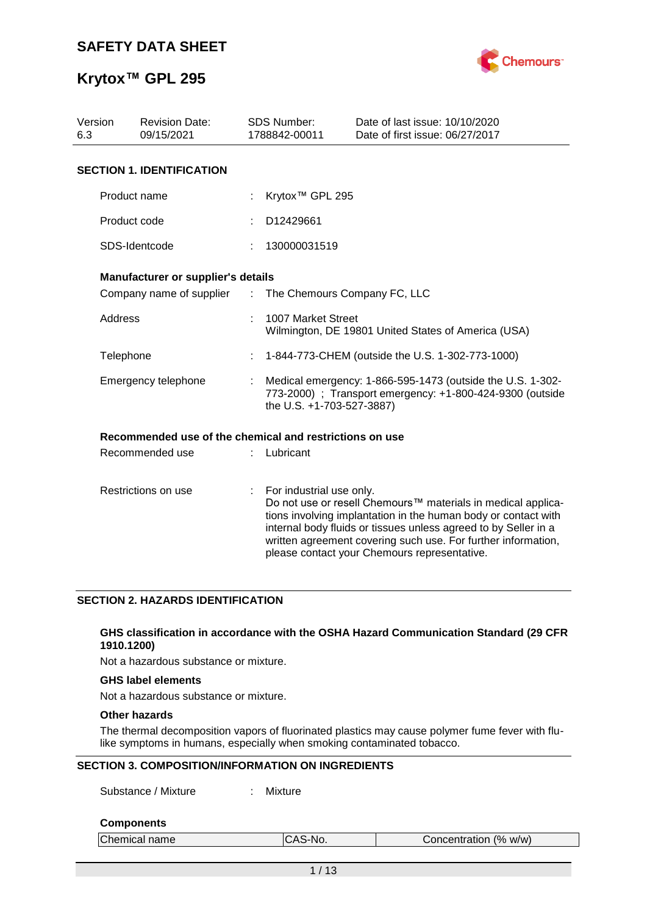# SAFETY DATA SHEET

# Krytox™ GPL 295

| Version | Revision Date: | SDS Number: | Date of last issue: 10/10/2020 |
|---|---|---|---|
| 6.3 | 09/15/2021 | 1788842-00011 | Date of first issue: 06/27/2017 |

## SECTION 1. IDENTIFICATION

Product name : Krytox™ GPL 295

Product code : D12429661

SDS-Identcode : 130000031519

**Manufacturer or supplier's details**

Company name of supplier : The Chemours Company FC, LLC

Address : 1007 Market Street
Wilmington, DE 19801 United States of America (USA)

Telephone : 1-844-773-CHEM (outside the U.S. 1-302-773-1000)

Emergency telephone : Medical emergency: 1-866-595-1473 (outside the U.S. 1-302-773-2000) ; Transport emergency: +1-800-424-9300 (outside the U.S. +1-703-527-3887)

**Recommended use of the chemical and restrictions on use**

Recommended use : Lubricant

Restrictions on use : For industrial use only.
Do not use or resell Chemours™ materials in medical applications involving implantation in the human body or contact with internal body fluids or tissues unless agreed to by Seller in a written agreement covering such use. For further information, please contact your Chemours representative.

## SECTION 2. HAZARDS IDENTIFICATION

**GHS classification in accordance with the OSHA Hazard Communication Standard (29 CFR 1910.1200)**

Not a hazardous substance or mixture.

**GHS label elements**

Not a hazardous substance or mixture.

**Other hazards**

The thermal decomposition vapors of fluorinated plastics may cause polymer fume fever with flu-like symptoms in humans, especially when smoking contaminated tobacco.

## SECTION 3. COMPOSITION/INFORMATION ON INGREDIENTS

Substance / Mixture : Mixture

**Components**

| Chemical name | CAS-No. | Concentration (% w/w) |
|---|---|---|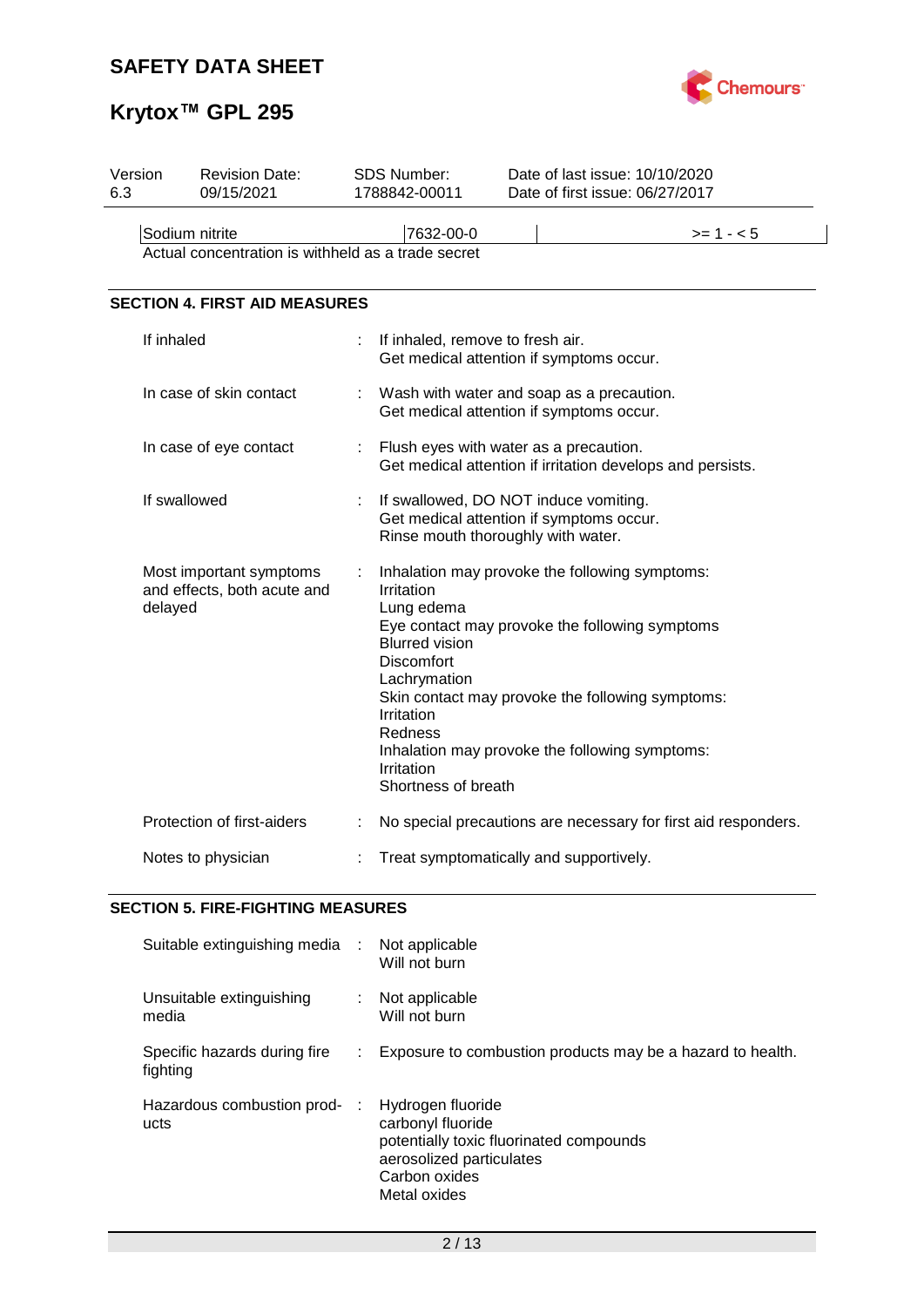| Sodium nitrite | 7632-00-0 | | >= 1 - < 5 |
|---|---|---|---|

Actual concentration is withheld as a trade secret

## SECTION 4. FIRST AID MEASURES

If inhaled : If inhaled, remove to fresh air.
Get medical attention if symptoms occur.

In case of skin contact : Wash with water and soap as a precaution.
Get medical attention if symptoms occur.

In case of eye contact : Flush eyes with water as a precaution.
Get medical attention if irritation develops and persists.

If swallowed : If swallowed, DO NOT induce vomiting.
Get medical attention if symptoms occur.
Rinse mouth thoroughly with water.

Most important symptoms and effects, both acute and delayed : Inhalation may provoke the following symptoms:
Irritation
Lung edema
Eye contact may provoke the following symptoms
Blurred vision
Discomfort
Lachrymation
Skin contact may provoke the following symptoms:
Irritation
Redness
Inhalation may provoke the following symptoms:
Irritation
Shortness of breath

Protection of first-aiders : No special precautions are necessary for first aid responders.

Notes to physician : Treat symptomatically and supportively.

## SECTION 5. FIRE-FIGHTING MEASURES

Suitable extinguishing media : Not applicable
Will not burn

Unsuitable extinguishing media : Not applicable
Will not burn

Specific hazards during fire fighting : Exposure to combustion products may be a hazard to health.

Hazardous combustion products : Hydrogen fluoride
carbonyl fluoride
potentially toxic fluorinated compounds
aerosolized particulates
Carbon oxides
Metal oxides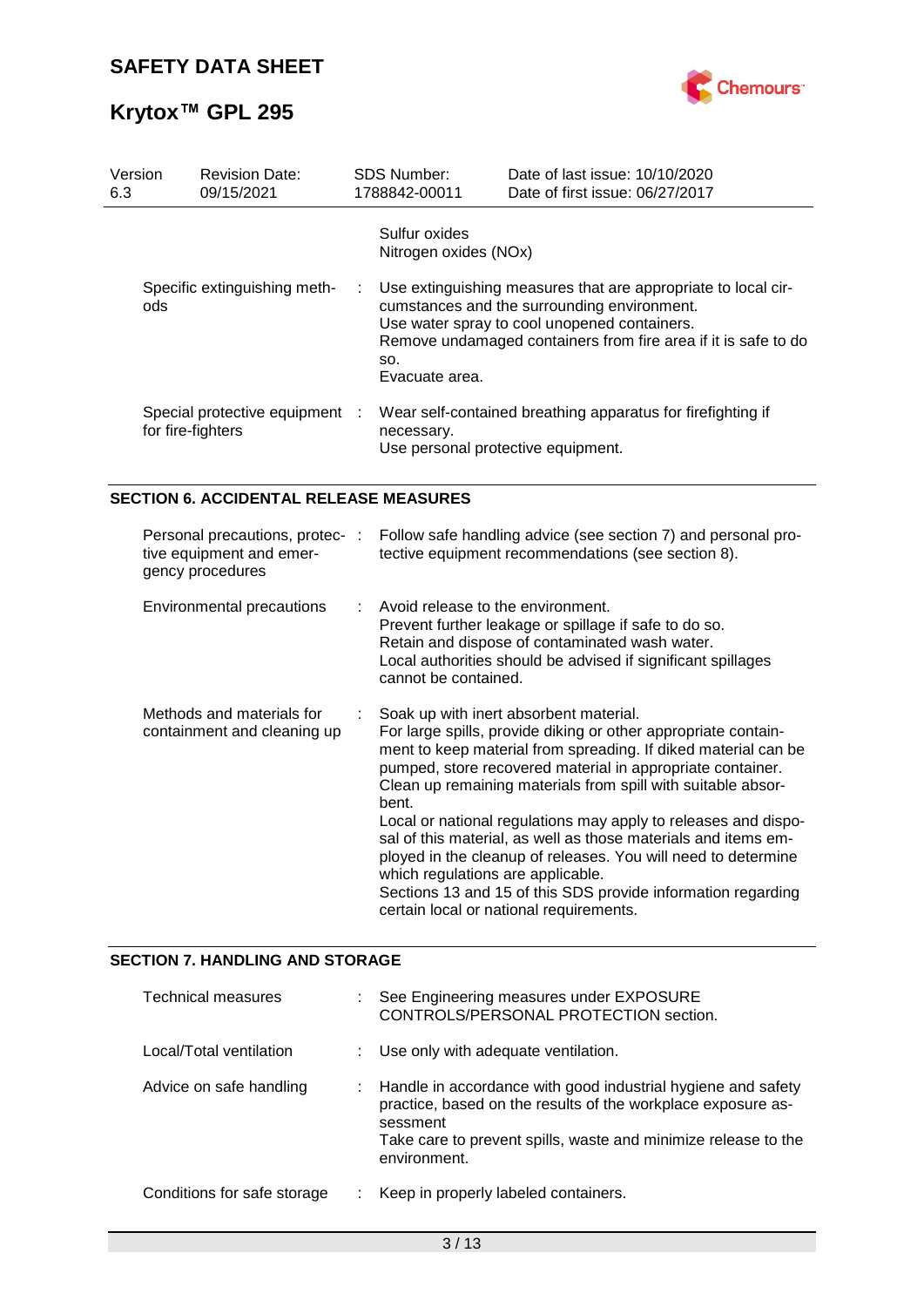| | | | |
|---|---|---|---|
| | | | Sulfur oxides<br>Nitrogen oxides (NOx) |
| Specific extinguishing methods | : | | Use extinguishing measures that are appropriate to local circumstances and the surrounding environment.<br>Use water spray to cool unopened containers.<br>Remove undamaged containers from fire area if it is safe to do so.<br>Evacuate area. |
| Special protective equipment for fire-fighters | : | | Wear self-contained breathing apparatus for firefighting if necessary.<br>Use personal protective equipment. |

## SECTION 6. ACCIDENTAL RELEASE MEASURES

| | | |
|---|---|---|
| Personal precautions, protective equipment and emergency procedures | : | Follow safe handling advice (see section 7) and personal protective equipment recommendations (see section 8). |
| Environmental precautions | : | Avoid release to the environment.<br>Prevent further leakage or spillage if safe to do so.<br>Retain and dispose of contaminated wash water.<br>Local authorities should be advised if significant spillages cannot be contained. |
| Methods and materials for containment and cleaning up | : | Soak up with inert absorbent material.<br>For large spills, provide diking or other appropriate containment to keep material from spreading. If diked material can be pumped, store recovered material in appropriate container.<br>Clean up remaining materials from spill with suitable absorbent.<br>Local or national regulations may apply to releases and disposal of this material, as well as those materials and items employed in the cleanup of releases. You will need to determine which regulations are applicable.<br>Sections 13 and 15 of this SDS provide information regarding certain local or national requirements. |

## SECTION 7. HANDLING AND STORAGE

| | | |
|---|---|---|
| Technical measures | : | See Engineering measures under EXPOSURE CONTROLS/PERSONAL PROTECTION section. |
| Local/Total ventilation | : | Use only with adequate ventilation. |
| Advice on safe handling | : | Handle in accordance with good industrial hygiene and safety practice, based on the results of the workplace exposure assessment<br>Take care to prevent spills, waste and minimize release to the environment. |
| Conditions for safe storage | : | Keep in properly labeled containers. |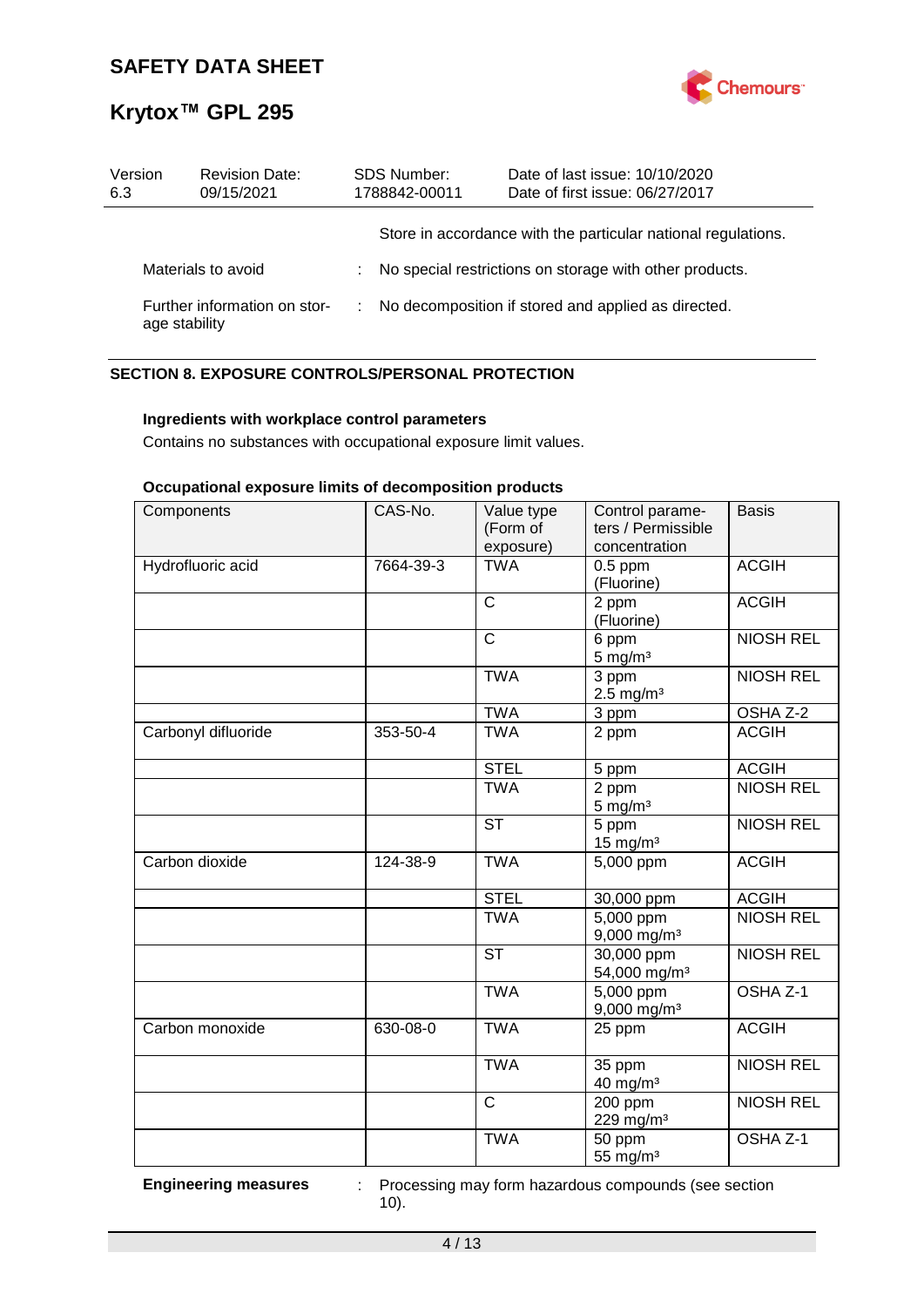Store in accordance with the particular national regulations.

Materials to avoid : No special restrictions on storage with other products.

Further information on storage stability : No decomposition if stored and applied as directed.

## SECTION 8. EXPOSURE CONTROLS/PERSONAL PROTECTION

**Ingredients with workplace control parameters**

Contains no substances with occupational exposure limit values.

**Occupational exposure limits of decomposition products**

| Components | CAS-No. | Value type (Form of exposure) | Control parameters / Permissible concentration | Basis |
|---|---|---|---|---|
| Hydrofluoric acid | 7664-39-3 | TWA | 0.5 ppm (Fluorine) | ACGIH |
| | | C | 2 ppm (Fluorine) | ACGIH |
| | | C | 6 ppm 5 mg/m³ | NIOSH REL |
| | | TWA | 3 ppm 2.5 mg/m³ | NIOSH REL |
| | | TWA | 3 ppm | OSHA Z-2 |
| Carbonyl difluoride | 353-50-4 | TWA | 2 ppm | ACGIH |
| | | STEL | 5 ppm | ACGIH |
| | | TWA | 2 ppm 5 mg/m³ | NIOSH REL |
| | | ST | 5 ppm 15 mg/m³ | NIOSH REL |
| Carbon dioxide | 124-38-9 | TWA | 5,000 ppm | ACGIH |
| | | STEL | 30,000 ppm | ACGIH |
| | | TWA | 5,000 ppm 9,000 mg/m³ | NIOSH REL |
| | | ST | 30,000 ppm 54,000 mg/m³ | NIOSH REL |
| | | TWA | 5,000 ppm 9,000 mg/m³ | OSHA Z-1 |
| Carbon monoxide | 630-08-0 | TWA | 25 ppm | ACGIH |
| | | TWA | 35 ppm 40 mg/m³ | NIOSH REL |
| | | C | 200 ppm 229 mg/m³ | NIOSH REL |
| | | TWA | 50 ppm 55 mg/m³ | OSHA Z-1 |

**Engineering measures** : Processing may form hazardous compounds (see section 10).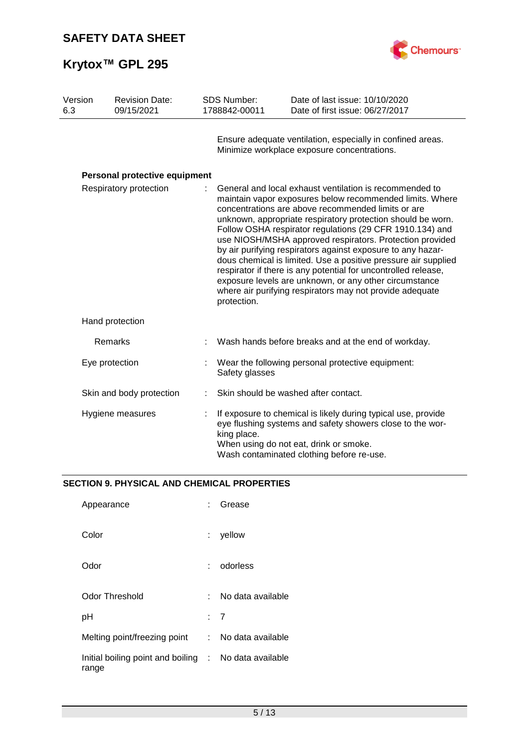Ensure adequate ventilation, especially in confined areas. Minimize workplace exposure concentrations.

**Personal protective equipment**

| | |
|---|---|
| Respiratory protection | : General and local exhaust ventilation is recommended to maintain vapor exposures below recommended limits. Where concentrations are above recommended limits or are unknown, appropriate respiratory protection should be worn. Follow OSHA respirator regulations (29 CFR 1910.134) and use NIOSH/MSHA approved respirators. Protection provided by air purifying respirators against exposure to any hazardous chemical is limited. Use a positive pressure air supplied respirator if there is any potential for uncontrolled release, exposure levels are unknown, or any other circumstance where air purifying respirators may not provide adequate protection. |
| Hand protection | |
| Remarks | : Wash hands before breaks and at the end of workday. |
| Eye protection | : Wear the following personal protective equipment: Safety glasses |
| Skin and body protection | : Skin should be washed after contact. |
| Hygiene measures | : If exposure to chemical is likely during typical use, provide eye flushing systems and safety showers close to the working place. When using do not eat, drink or smoke. Wash contaminated clothing before re-use. |

## SECTION 9. PHYSICAL AND CHEMICAL PROPERTIES

| | |
|---|---|
| Appearance | : Grease |
| Color | : yellow |
| Odor | : odorless |
| Odor Threshold | : No data available |
| pH | : 7 |
| Melting point/freezing point | : No data available |
| Initial boiling point and boiling range | : No data available |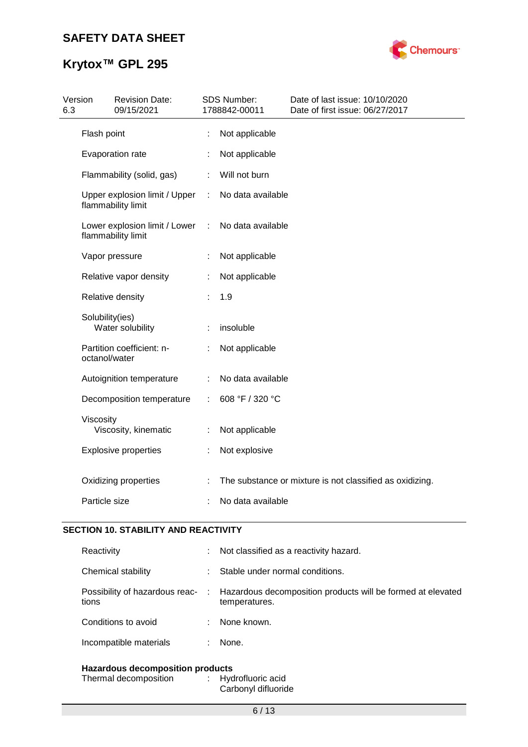| Version 6.3 | Revision Date: 09/15/2021 | SDS Number: 1788842-00011 | Date of last issue: 10/10/2020<br>Date of first issue: 06/27/2017 |
|---|---|---|---|

| | | |
|---|---|---|
| Flash point | : | Not applicable |
| Evaporation rate | : | Not applicable |
| Flammability (solid, gas) | : | Will not burn |
| Upper explosion limit / Upper flammability limit | : | No data available |
| Lower explosion limit / Lower flammability limit | : | No data available |
| Vapor pressure | : | Not applicable |
| Relative vapor density | : | Not applicable |
| Relative density | : | 1.9 |
| Solubility(ies)<br>Water solubility | : | insoluble |
| Partition coefficient: n-octanol/water | : | Not applicable |
| Autoignition temperature | : | No data available |
| Decomposition temperature | : | 608 °F / 320 °C |
| Viscosity<br>Viscosity, kinematic | : | Not applicable |
| Explosive properties | : | Not explosive |
| Oxidizing properties | : | The substance or mixture is not classified as oxidizing. |
| Particle size | : | No data available |

## SECTION 10. STABILITY AND REACTIVITY

| | | |
|---|---|---|
| Reactivity | : | Not classified as a reactivity hazard. |
| Chemical stability | : | Stable under normal conditions. |
| Possibility of hazardous reactions | : | Hazardous decomposition products will be formed at elevated temperatures. |
| Conditions to avoid | : | None known. |
| Incompatible materials | : | None. |

**Hazardous decomposition products**

| | | |
|---|---|---|
| Thermal decomposition | : | Hydrofluoric acid<br>Carbonyl difluoride |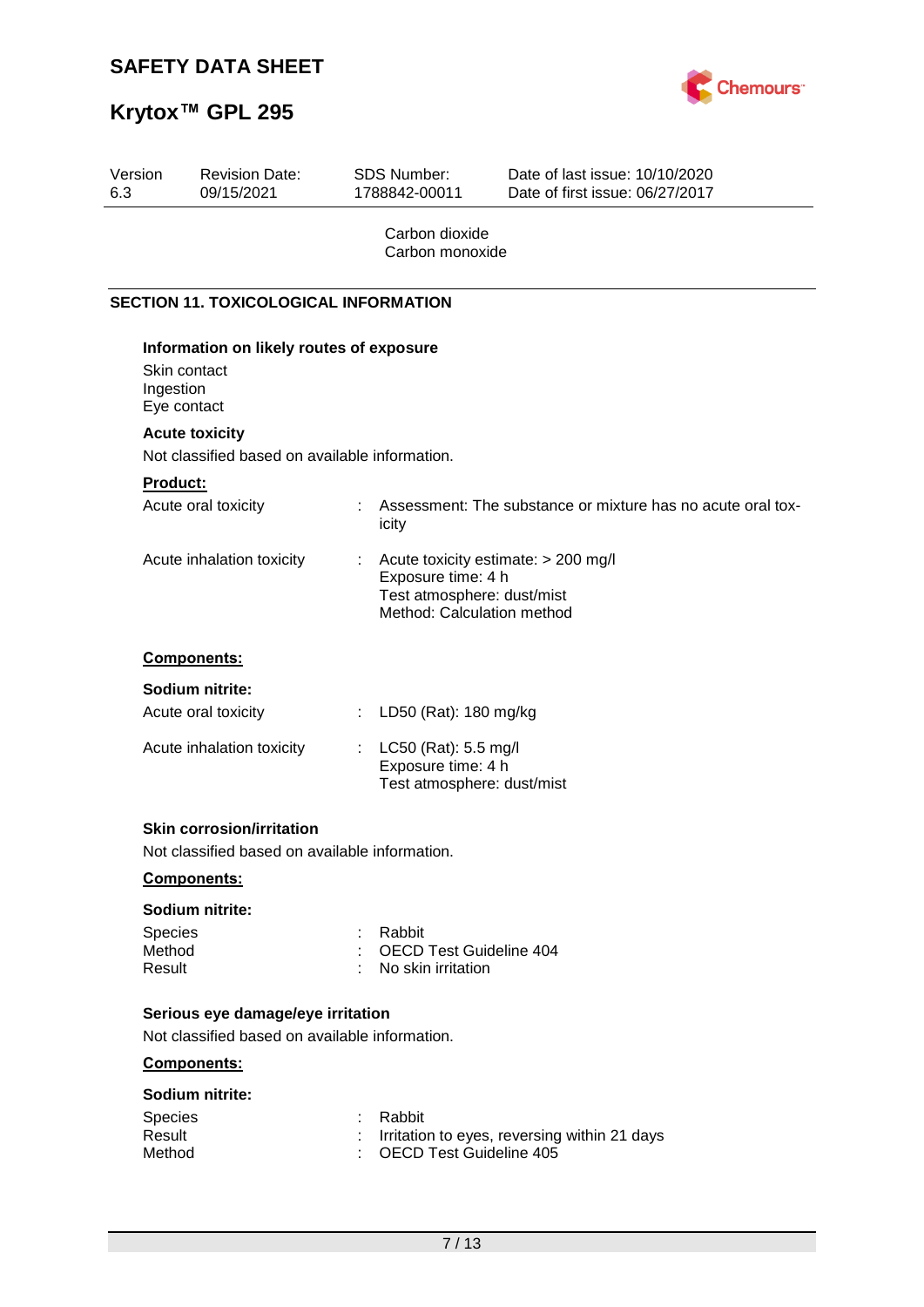Carbon dioxide
Carbon monoxide

## SECTION 11. TOXICOLOGICAL INFORMATION

### Information on likely routes of exposure

Skin contact
Ingestion
Eye contact

### Acute toxicity

Not classified based on available information.

**Product:**

| | | |
|---|---|---|
| Acute oral toxicity | : | Assessment: The substance or mixture has no acute oral toxicity |
| Acute inhalation toxicity | : | Acute toxicity estimate: > 200 mg/l<br>Exposure time: 4 h<br>Test atmosphere: dust/mist<br>Method: Calculation method |

**Components:**

**Sodium nitrite:**

| | | |
|---|---|---|
| Acute oral toxicity | : | LD50 (Rat): 180 mg/kg |
| Acute inhalation toxicity | : | LC50 (Rat): 5.5 mg/l<br>Exposure time: 4 h<br>Test atmosphere: dust/mist |

### Skin corrosion/irritation

Not classified based on available information.

**Components:**

**Sodium nitrite:**

| | | |
|---|---|---|
| Species | : | Rabbit |
| Method | : | OECD Test Guideline 404 |
| Result | : | No skin irritation |

### Serious eye damage/eye irritation

Not classified based on available information.

**Components:**

**Sodium nitrite:**

| | | |
|---|---|---|
| Species | : | Rabbit |
| Result | : | Irritation to eyes, reversing within 21 days |
| Method | : | OECD Test Guideline 405 |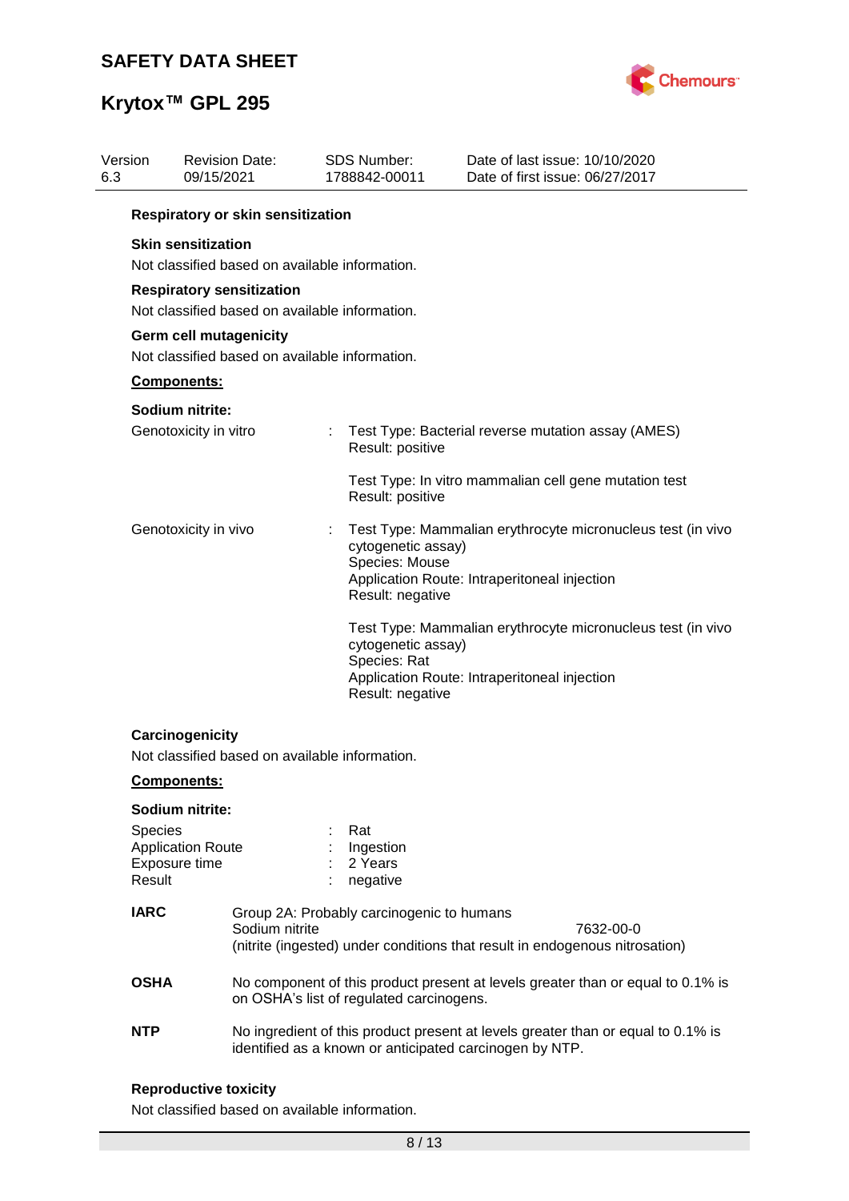**Respiratory or skin sensitization**

**Skin sensitization**

Not classified based on available information.

**Respiratory sensitization**

Not classified based on available information.

**Germ cell mutagenicity**

Not classified based on available information.

**Components:**

**Sodium nitrite:**

| | | |
|---|---|---|
| Genotoxicity in vitro | : | Test Type: Bacterial reverse mutation assay (AMES)<br>Result: positive |
| | | Test Type: In vitro mammalian cell gene mutation test<br>Result: positive |
| Genotoxicity in vivo | : | Test Type: Mammalian erythrocyte micronucleus test (in vivo cytogenetic assay)<br>Species: Mouse<br>Application Route: Intraperitoneal injection<br>Result: negative |
| | | Test Type: Mammalian erythrocyte micronucleus test (in vivo cytogenetic assay)<br>Species: Rat<br>Application Route: Intraperitoneal injection<br>Result: negative |

**Carcinogenicity**

Not classified based on available information.

**Components:**

**Sodium nitrite:**

| | | |
|---|---|---|
| Species | : | Rat |
| Application Route | : | Ingestion |
| Exposure time | : | 2 Years |
| Result | : | negative |

| | | |
|---|---|---|
| **IARC** | Group 2A: Probably carcinogenic to humans<br>Sodium nitrite<br>(nitrite (ingested) under conditions that result in endogenous nitrosation) | 7632-00-0 |
| **OSHA** | No component of this product present at levels greater than or equal to 0.1% is on OSHA's list of regulated carcinogens. | |
| **NTP** | No ingredient of this product present at levels greater than or equal to 0.1% is identified as a known or anticipated carcinogen by NTP. | |

**Reproductive toxicity**

Not classified based on available information.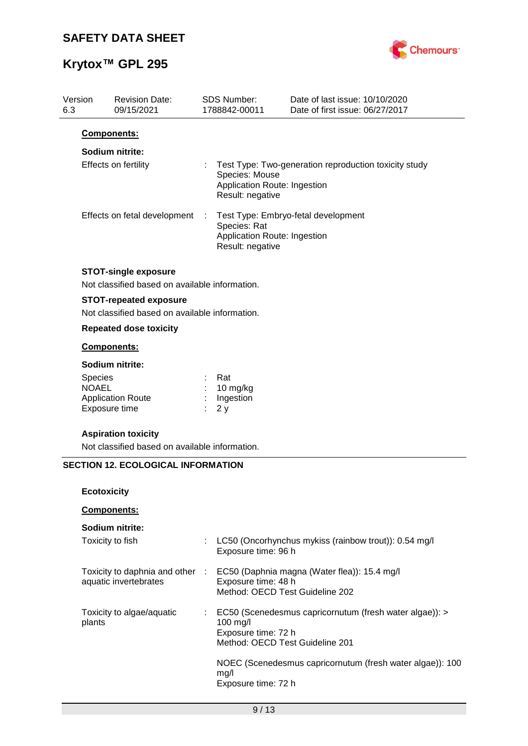**Components:**

**Sodium nitrite:**

Effects on fertility : Test Type: Two-generation reproduction toxicity study
Species: Mouse
Application Route: Ingestion
Result: negative

Effects on fetal development : Test Type: Embryo-fetal development
Species: Rat
Application Route: Ingestion
Result: negative

**STOT-single exposure**

Not classified based on available information.

**STOT-repeated exposure**

Not classified based on available information.

**Repeated dose toxicity**

**Components:**

**Sodium nitrite:**

Species : Rat
NOAEL : 10 mg/kg
Application Route : Ingestion
Exposure time : 2 y

**Aspiration toxicity**

Not classified based on available information.

## SECTION 12. ECOLOGICAL INFORMATION

**Ecotoxicity**

**Components:**

**Sodium nitrite:**

Toxicity to fish : LC50 (Oncorhynchus mykiss (rainbow trout)): 0.54 mg/l
Exposure time: 96 h

Toxicity to daphnia and other aquatic invertebrates : EC50 (Daphnia magna (Water flea)): 15.4 mg/l
Exposure time: 48 h
Method: OECD Test Guideline 202

Toxicity to algae/aquatic plants : EC50 (Scenedesmus capricornutum (fresh water algae)): > 100 mg/l
Exposure time: 72 h
Method: OECD Test Guideline 201

NOEC (Scenedesmus capricornutum (fresh water algae)): 100 mg/l
Exposure time: 72 h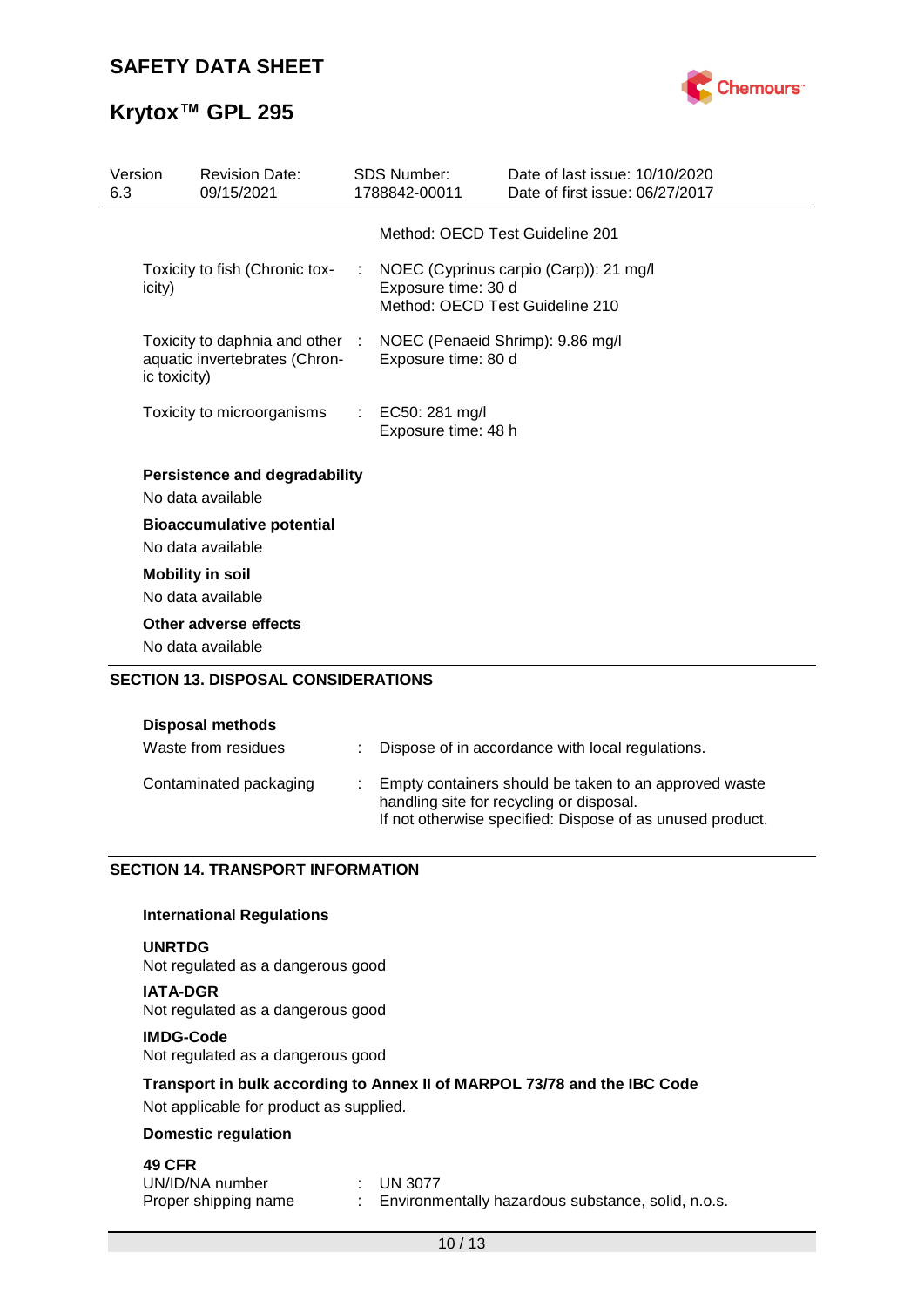| | | |
|---|---|---|
| | | Method: OECD Test Guideline 201 |
| Toxicity to fish (Chronic toxicity) | : | NOEC (Cyprinus carpio (Carp)): 21 mg/l<br>Exposure time: 30 d<br>Method: OECD Test Guideline 210 |
| Toxicity to daphnia and other aquatic invertebrates (Chronic toxicity) | : | NOEC (Penaeid Shrimp): 9.86 mg/l<br>Exposure time: 80 d |
| Toxicity to microorganisms | : | EC50: 281 mg/l<br>Exposure time: 48 h |

**Persistence and degradability**

No data available

**Bioaccumulative potential**

No data available

**Mobility in soil**

No data available

**Other adverse effects**

No data available

## SECTION 13. DISPOSAL CONSIDERATIONS

**Disposal methods**

| | | |
|---|---|---|
| Waste from residues | : | Dispose of in accordance with local regulations. |
| Contaminated packaging | : | Empty containers should be taken to an approved waste handling site for recycling or disposal.<br>If not otherwise specified: Dispose of as unused product. |

## SECTION 14. TRANSPORT INFORMATION

**International Regulations**

**UNRTDG**

Not regulated as a dangerous good

**IATA-DGR**

Not regulated as a dangerous good

**IMDG-Code**

Not regulated as a dangerous good

**Transport in bulk according to Annex II of MARPOL 73/78 and the IBC Code**

Not applicable for product as supplied.

**Domestic regulation**

**49 CFR**

| | | |
|---|---|---|
| UN/ID/NA number | : | UN 3077 |
| Proper shipping name | : | Environmentally hazardous substance, solid, n.o.s. |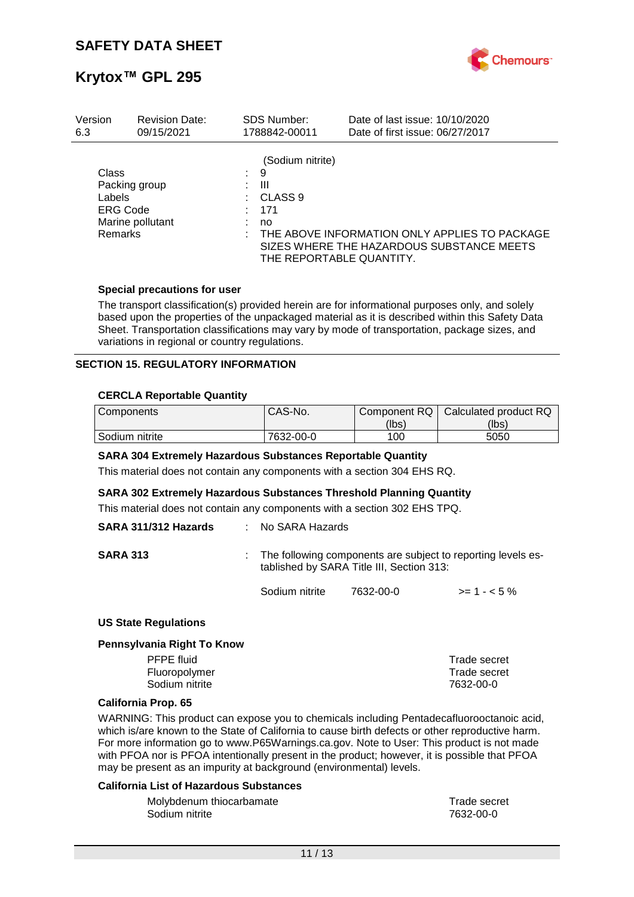(Sodium nitrite)

| | | |
|---|---|---|
| Class | : | 9 |
| Packing group | : | III |
| Labels | : | CLASS 9 |
| ERG Code | : | 171 |
| Marine pollutant | : | no |
| Remarks | : | THE ABOVE INFORMATION ONLY APPLIES TO PACKAGE SIZES WHERE THE HAZARDOUS SUBSTANCE MEETS THE REPORTABLE QUANTITY. |

**Special precautions for user**

The transport classification(s) provided herein are for informational purposes only, and solely based upon the properties of the unpackaged material as it is described within this Safety Data Sheet. Transportation classifications may vary by mode of transportation, package sizes, and variations in regional or country regulations.

## SECTION 15. REGULATORY INFORMATION

**CERCLA Reportable Quantity**

| Components | CAS-No. | Component RQ (lbs) | Calculated product RQ (lbs) |
|---|---|---|---|
| Sodium nitrite | 7632-00-0 | 100 | 5050 |

**SARA 304 Extremely Hazardous Substances Reportable Quantity**

This material does not contain any components with a section 304 EHS RQ.

**SARA 302 Extremely Hazardous Substances Threshold Planning Quantity**

This material does not contain any components with a section 302 EHS TPQ.

**SARA 311/312 Hazards** : No SARA Hazards

**SARA 313** : The following components are subject to reporting levels established by SARA Title III, Section 313:

| | | |
|---|---|---|
| Sodium nitrite | 7632-00-0 | >= 1 - < 5 % |

**US State Regulations**

**Pennsylvania Right To Know**

| | |
|---|---|
| PFPE fluid | Trade secret |
| Fluoropolymer | Trade secret |
| Sodium nitrite | 7632-00-0 |

**California Prop. 65**

WARNING: This product can expose you to chemicals including Pentadecafluorooctanoic acid, which is/are known to the State of California to cause birth defects or other reproductive harm. For more information go to www.P65Warnings.ca.gov. Note to User: This product is not made with PFOA nor is PFOA intentionally present in the product; however, it is possible that PFOA may be present as an impurity at background (environmental) levels.

**California List of Hazardous Substances**

| | |
|---|---|
| Molybdenum thiocarbamate | Trade secret |
| Sodium nitrite | 7632-00-0 |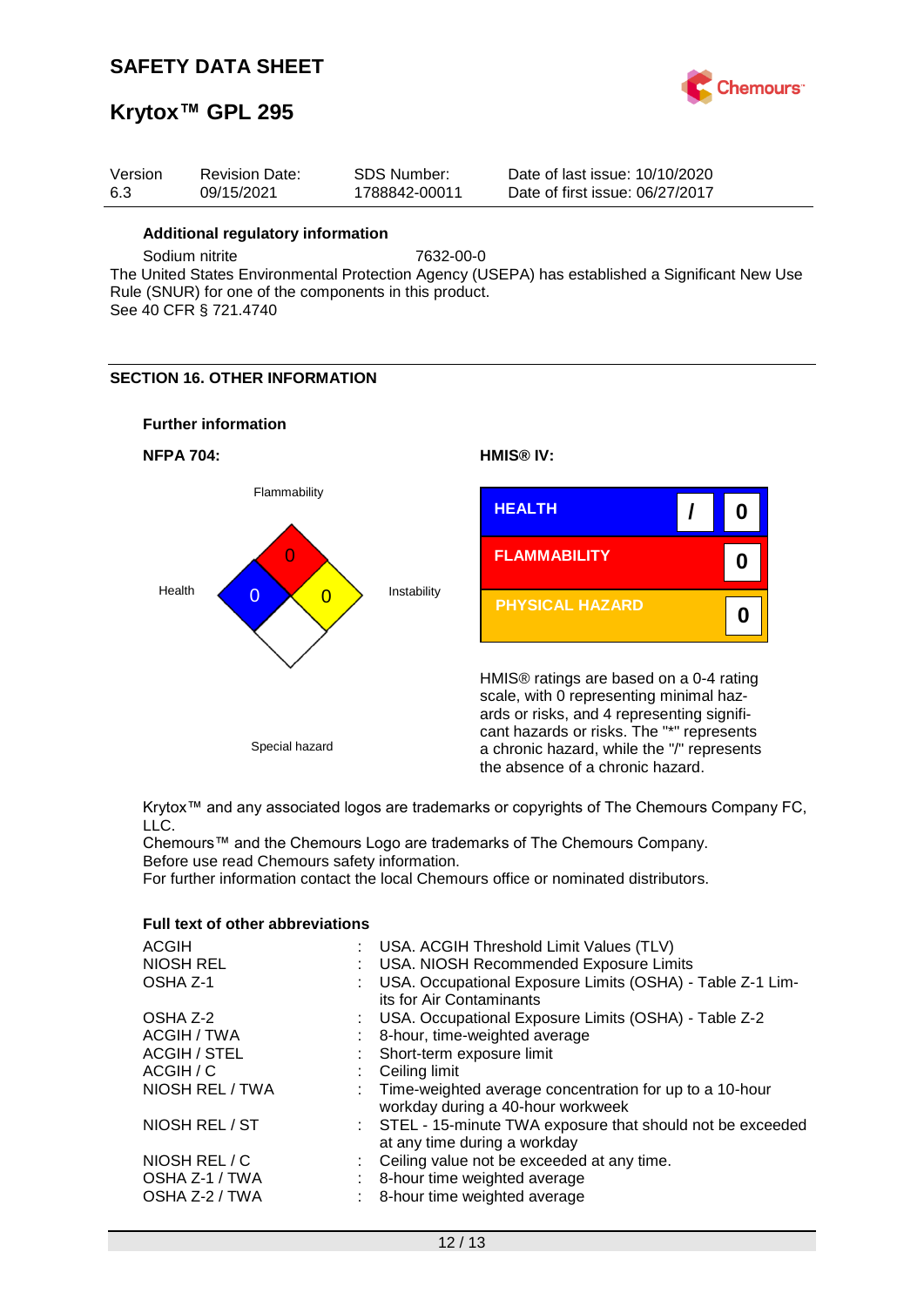## Additional regulatory information

Sodium nitrite 7632-00-0

The United States Environmental Protection Agency (USEPA) has established a Significant New Use Rule (SNUR) for one of the components in this product.
See 40 CFR § 721.4740

## SECTION 16. OTHER INFORMATION

### Further information

**NFPA 704:**

| Category | Rating |
|---|---|
| Flammability | 0 |
| Health | 0 |
| Instability | 0 |
| Special hazard | |

**HMIS® IV:**

| | | |
|---|---|---|
| HEALTH | / | 0 |
| FLAMMABILITY | | 0 |
| PHYSICAL HAZARD | | 0 |

HMIS® ratings are based on a 0-4 rating scale, with 0 representing minimal hazards or risks, and 4 representing significant hazards or risks. The "*" represents a chronic hazard, while the "/" represents the absence of a chronic hazard.

Krytox™ and any associated logos are trademarks or copyrights of The Chemours Company FC, LLC.
Chemours™ and the Chemours Logo are trademarks of The Chemours Company.
Before use read Chemours safety information.
For further information contact the local Chemours office or nominated distributors.

### Full text of other abbreviations

| | |
|---|---|
| ACGIH | USA. ACGIH Threshold Limit Values (TLV) |
| NIOSH REL | USA. NIOSH Recommended Exposure Limits |
| OSHA Z-1 | USA. Occupational Exposure Limits (OSHA) - Table Z-1 Limits for Air Contaminants |
| OSHA Z-2 | USA. Occupational Exposure Limits (OSHA) - Table Z-2 |
| ACGIH / TWA | 8-hour, time-weighted average |
| ACGIH / STEL | Short-term exposure limit |
| ACGIH / C | Ceiling limit |
| NIOSH REL / TWA | Time-weighted average concentration for up to a 10-hour workday during a 40-hour workweek |
| NIOSH REL / ST | STEL - 15-minute TWA exposure that should not be exceeded at any time during a workday |
| NIOSH REL / C | Ceiling value not be exceeded at any time. |
| OSHA Z-1 / TWA | 8-hour time weighted average |
| OSHA Z-2 / TWA | 8-hour time weighted average |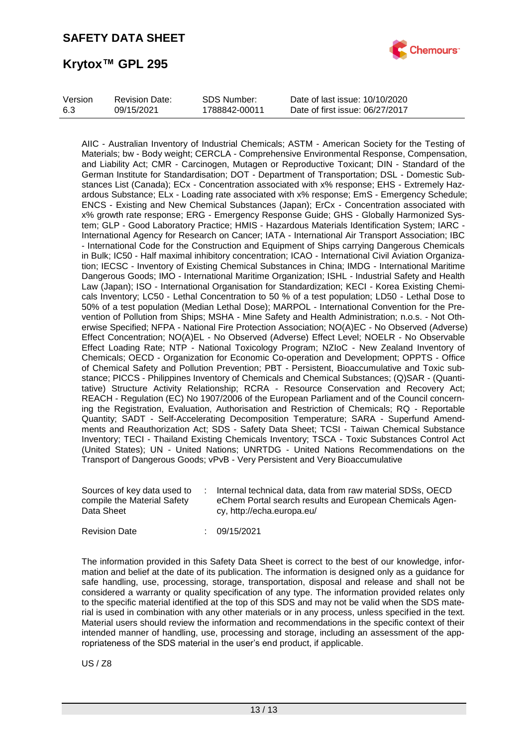AIIC - Australian Inventory of Industrial Chemicals; ASTM - American Society for the Testing of Materials; bw - Body weight; CERCLA - Comprehensive Environmental Response, Compensation, and Liability Act; CMR - Carcinogen, Mutagen or Reproductive Toxicant; DIN - Standard of the German Institute for Standardisation; DOT - Department of Transportation; DSL - Domestic Substances List (Canada); ECx - Concentration associated with x% response; EHS - Extremely Hazardous Substance; ELx - Loading rate associated with x% response; EmS - Emergency Schedule; ENCS - Existing and New Chemical Substances (Japan); ErCx - Concentration associated with x% growth rate response; ERG - Emergency Response Guide; GHS - Globally Harmonized System; GLP - Good Laboratory Practice; HMIS - Hazardous Materials Identification System; IARC - International Agency for Research on Cancer; IATA - International Air Transport Association; IBC - International Code for the Construction and Equipment of Ships carrying Dangerous Chemicals in Bulk; IC50 - Half maximal inhibitory concentration; ICAO - International Civil Aviation Organization; IECSC - Inventory of Existing Chemical Substances in China; IMDG - International Maritime Dangerous Goods; IMO - International Maritime Organization; ISHL - Industrial Safety and Health Law (Japan); ISO - International Organisation for Standardization; KECI - Korea Existing Chemicals Inventory; LC50 - Lethal Concentration to 50 % of a test population; LD50 - Lethal Dose to 50% of a test population (Median Lethal Dose); MARPOL - International Convention for the Prevention of Pollution from Ships; MSHA - Mine Safety and Health Administration; n.o.s. - Not Otherwise Specified; NFPA - National Fire Protection Association; NO(A)EC - No Observed (Adverse) Effect Concentration; NO(A)EL - No Observed (Adverse) Effect Level; NOELR - No Observable Effect Loading Rate; NTP - National Toxicology Program; NZIoC - New Zealand Inventory of Chemicals; OECD - Organization for Economic Co-operation and Development; OPPTS - Office of Chemical Safety and Pollution Prevention; PBT - Persistent, Bioaccumulative and Toxic substance; PICCS - Philippines Inventory of Chemicals and Chemical Substances; (Q)SAR - (Quantitative) Structure Activity Relationship; RCRA - Resource Conservation and Recovery Act; REACH - Regulation (EC) No 1907/2006 of the European Parliament and of the Council concerning the Registration, Evaluation, Authorisation and Restriction of Chemicals; RQ - Reportable Quantity; SADT - Self-Accelerating Decomposition Temperature; SARA - Superfund Amendments and Reauthorization Act; SDS - Safety Data Sheet; TCSI - Taiwan Chemical Substance Inventory; TECI - Thailand Existing Chemicals Inventory; TSCA - Toxic Substances Control Act (United States); UN - United Nations; UNRTDG - United Nations Recommendations on the Transport of Dangerous Goods; vPvB - Very Persistent and Very Bioaccumulative

| | | |
|---|---|---|
| Sources of key data used to compile the Material Safety Data Sheet | : | Internal technical data, data from raw material SDSs, OECD eChem Portal search results and European Chemicals Agency, http://echa.europa.eu/ |
| Revision Date | : | 09/15/2021 |

The information provided in this Safety Data Sheet is correct to the best of our knowledge, information and belief at the date of its publication. The information is designed only as a guidance for safe handling, use, processing, storage, transportation, disposal and release and shall not be considered a warranty or quality specification of any type. The information provided relates only to the specific material identified at the top of this SDS and may not be valid when the SDS material is used in combination with any other materials or in any process, unless specified in the text. Material users should review the information and recommendations in the specific context of their intended manner of handling, use, processing and storage, including an assessment of the appropriateness of the SDS material in the user's end product, if applicable.

US / Z8